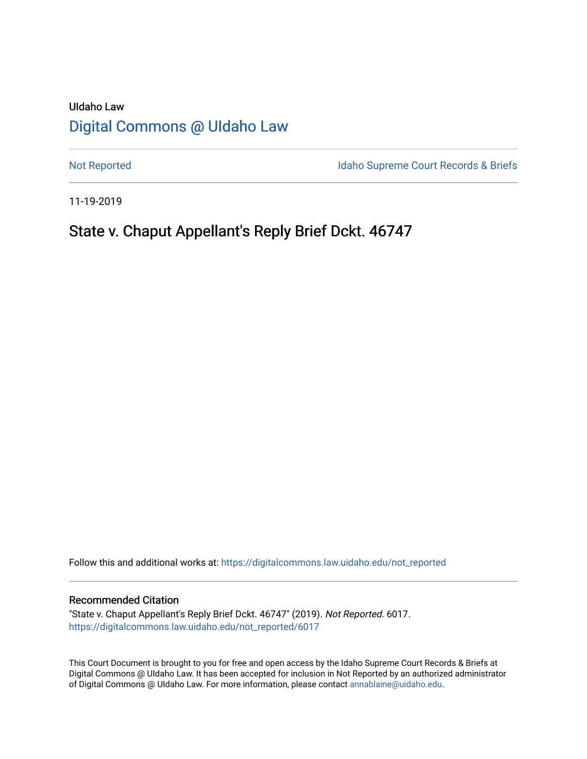UIdaho Law

# Digital Commons @ UIdaho Law

Not Reported | Idaho Supreme Court Records & Briefs

11-19-2019

## State v. Chaput Appellant's Reply Brief Dckt. 46747

Follow this and additional works at: https://digitalcommons.law.uidaho.edu/not_reported

### Recommended Citation

"State v. Chaput Appellant's Reply Brief Dckt. 46747" (2019). *Not Reported*. 6017.
https://digitalcommons.law.uidaho.edu/not_reported/6017

This Court Document is brought to you for free and open access by the Idaho Supreme Court Records & Briefs at Digital Commons @ UIdaho Law. It has been accepted for inclusion in Not Reported by an authorized administrator of Digital Commons @ UIdaho Law. For more information, please contact annablaine@uidaho.edu.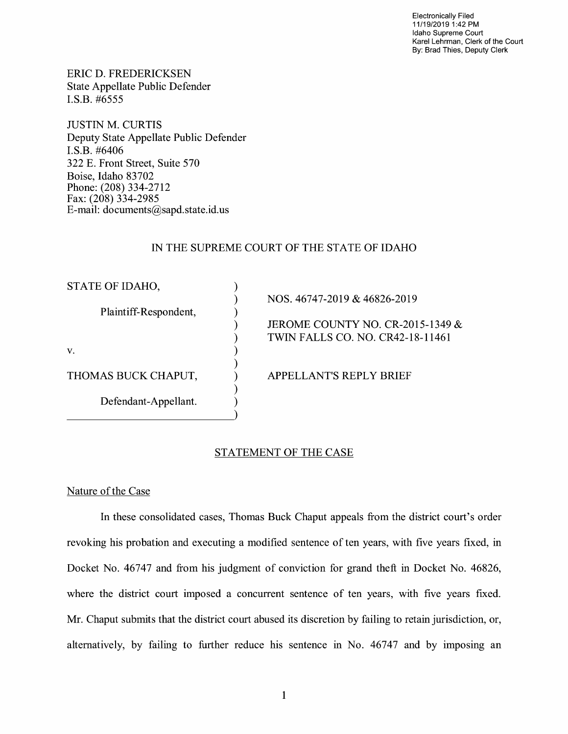Electronically Filed
11/19/2019 1:42 PM
Idaho Supreme Court
Karel Lehrman, Clerk of the Court
By: Brad Thies, Deputy Clerk

ERIC D. FREDERICKSEN
State Appellate Public Defender
I.S.B. #6555

JUSTIN M. CURTIS
Deputy State Appellate Public Defender
I.S.B. #6406
322 E. Front Street, Suite 570
Boise, Idaho 83702
Phone: (208) 334-2712
Fax: (208) 334-2985
E-mail: documents@sapd.state.id.us

IN THE SUPREME COURT OF THE STATE OF IDAHO

| | |
|---|---|
| STATE OF IDAHO, | NOS. 46747-2019 & 46826-2019 |
| Plaintiff-Respondent, | JEROME COUNTY NO. CR-2015-1349 & TWIN FALLS CO. NO. CR42-18-11461 |
| v. | |
| THOMAS BUCK CHAPUT, | APPELLANT'S REPLY BRIEF |
| Defendant-Appellant. | |

## STATEMENT OF THE CASE

### Nature of the Case

In these consolidated cases, Thomas Buck Chaput appeals from the district court's order revoking his probation and executing a modified sentence of ten years, with five years fixed, in Docket No. 46747 and from his judgment of conviction for grand theft in Docket No. 46826, where the district court imposed a concurrent sentence of ten years, with five years fixed. Mr. Chaput submits that the district court abused its discretion by failing to retain jurisdiction, or, alternatively, by failing to further reduce his sentence in No. 46747 and by imposing an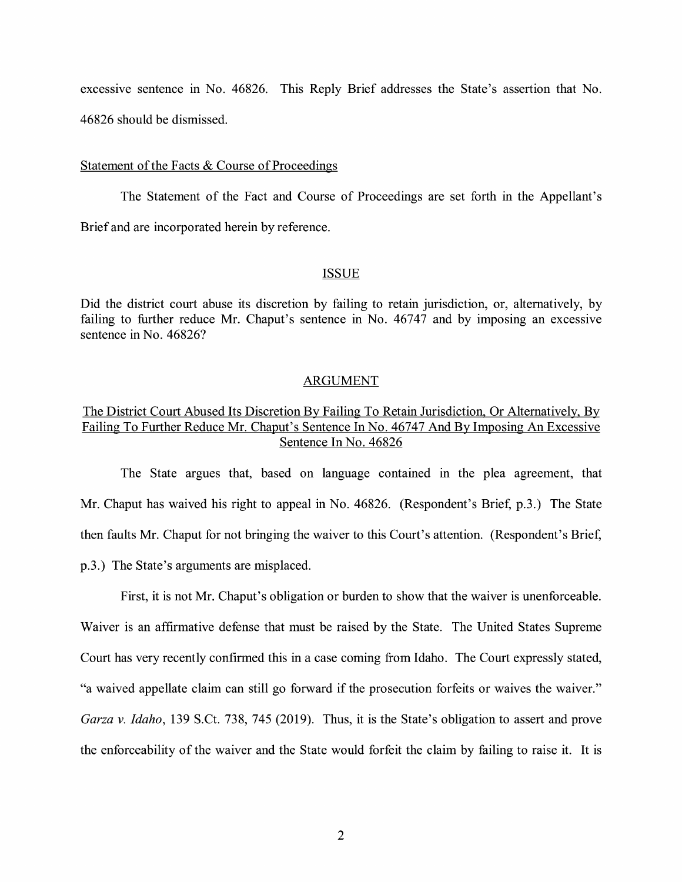excessive sentence in No. 46826. This Reply Brief addresses the State's assertion that No. 46826 should be dismissed.

Statement of the Facts & Course of Proceedings

The Statement of the Fact and Course of Proceedings are set forth in the Appellant's Brief and are incorporated herein by reference.

## ISSUE

Did the district court abuse its discretion by failing to retain jurisdiction, or, alternatively, by failing to further reduce Mr. Chaput's sentence in No. 46747 and by imposing an excessive sentence in No. 46826?

## ARGUMENT

### The District Court Abused Its Discretion By Failing To Retain Jurisdiction, Or Alternatively, By Failing To Further Reduce Mr. Chaput's Sentence In No. 46747 And By Imposing An Excessive Sentence In No. 46826

The State argues that, based on language contained in the plea agreement, that Mr. Chaput has waived his right to appeal in No. 46826. (Respondent's Brief, p.3.) The State then faults Mr. Chaput for not bringing the waiver to this Court's attention. (Respondent's Brief, p.3.) The State's arguments are misplaced.

First, it is not Mr. Chaput's obligation or burden to show that the waiver is unenforceable. Waiver is an affirmative defense that must be raised by the State. The United States Supreme Court has very recently confirmed this in a case coming from Idaho. The Court expressly stated, "a waived appellate claim can still go forward if the prosecution forfeits or waives the waiver." *Garza v. Idaho*, 139 S.Ct. 738, 745 (2019). Thus, it is the State's obligation to assert and prove the enforceability of the waiver and the State would forfeit the claim by failing to raise it. It is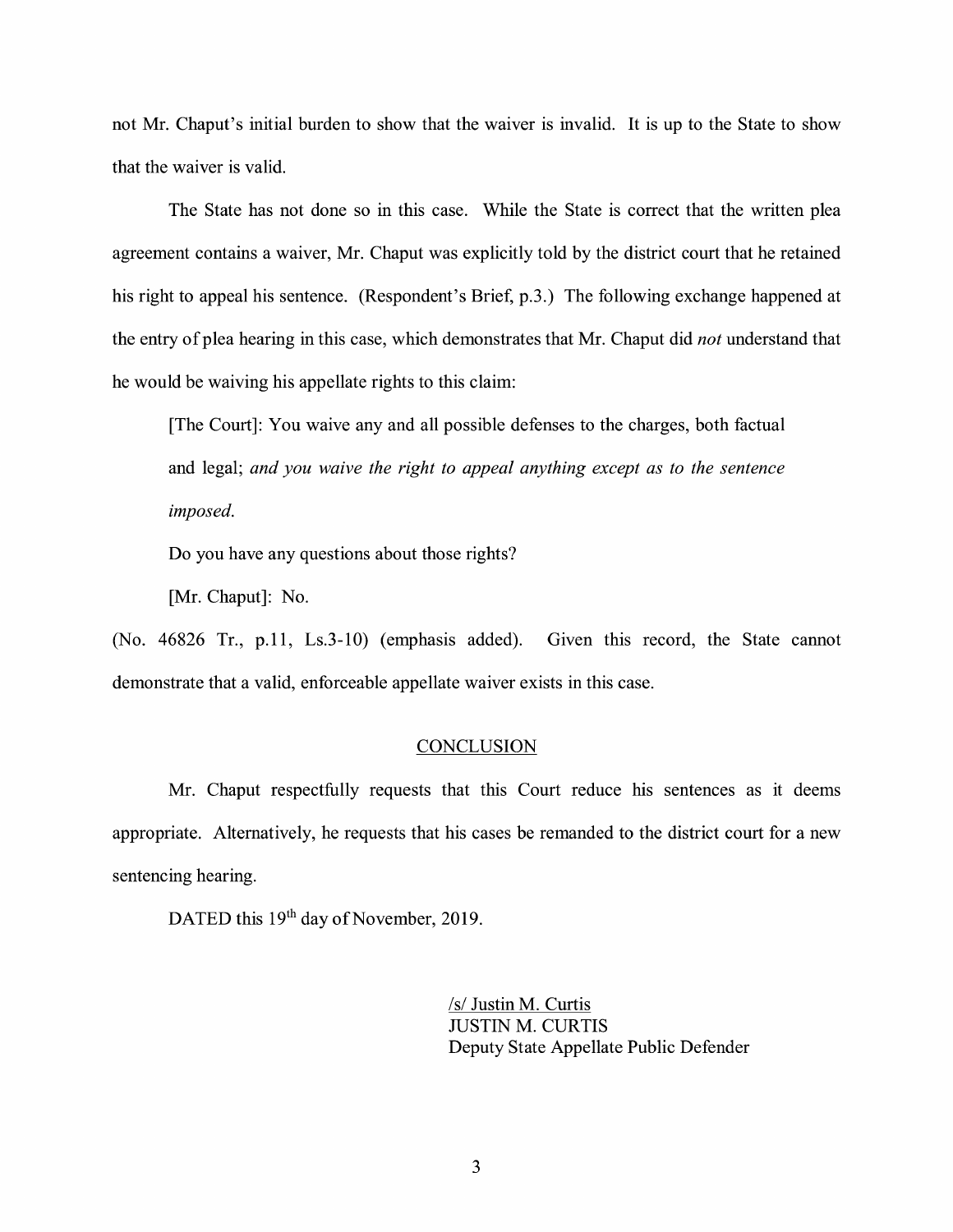not Mr. Chaput's initial burden to show that the waiver is invalid. It is up to the State to show that the waiver is valid.

The State has not done so in this case. While the State is correct that the written plea agreement contains a waiver, Mr. Chaput was explicitly told by the district court that he retained his right to appeal his sentence. (Respondent's Brief, p.3.) The following exchange happened at the entry of plea hearing in this case, which demonstrates that Mr. Chaput did *not* understand that he would be waiving his appellate rights to this claim:

> [The Court]: You waive any and all possible defenses to the charges, both factual and legal; *and you waive the right to appeal anything except as to the sentence imposed.*
>
> Do you have any questions about those rights?
>
> [Mr. Chaput]: No.

(No. 46826 Tr., p.11, Ls.3-10) (emphasis added). Given this record, the State cannot demonstrate that a valid, enforceable appellate waiver exists in this case.

## CONCLUSION

Mr. Chaput respectfully requests that this Court reduce his sentences as it deems appropriate. Alternatively, he requests that his cases be remanded to the district court for a new sentencing hearing.

DATED this 19th day of November, 2019.

/s/ Justin M. Curtis
JUSTIN M. CURTIS
Deputy State Appellate Public Defender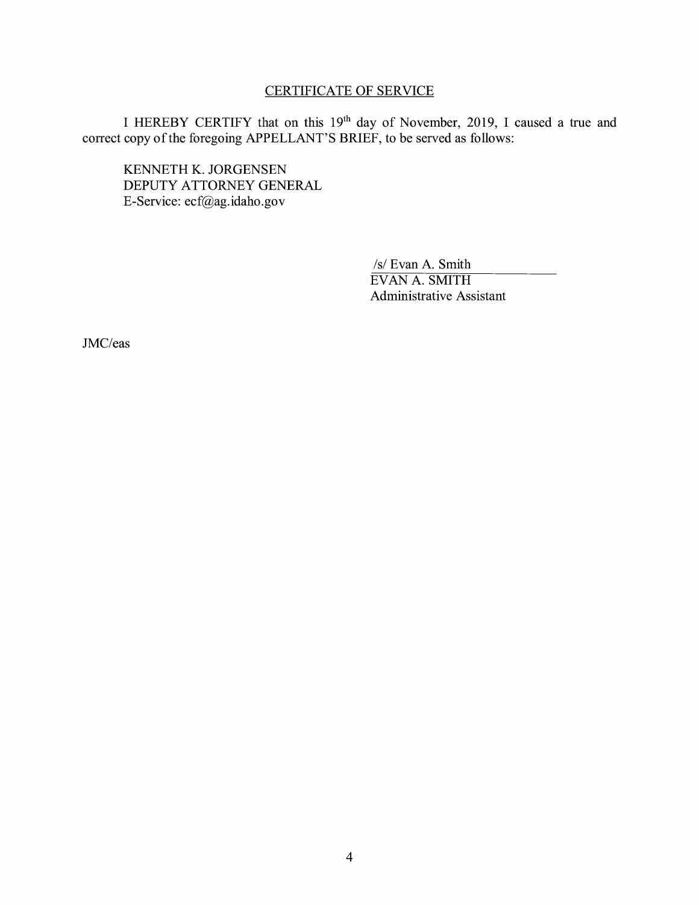## CERTIFICATE OF SERVICE

I HEREBY CERTIFY that on this 19th day of November, 2019, I caused a true and correct copy of the foregoing APPELLANT'S BRIEF, to be served as follows:

KENNETH K. JORGENSEN
DEPUTY ATTORNEY GENERAL
E-Service: ecf@ag.idaho.gov

/s/ Evan A. Smith
EVAN A. SMITH
Administrative Assistant

JMC/eas